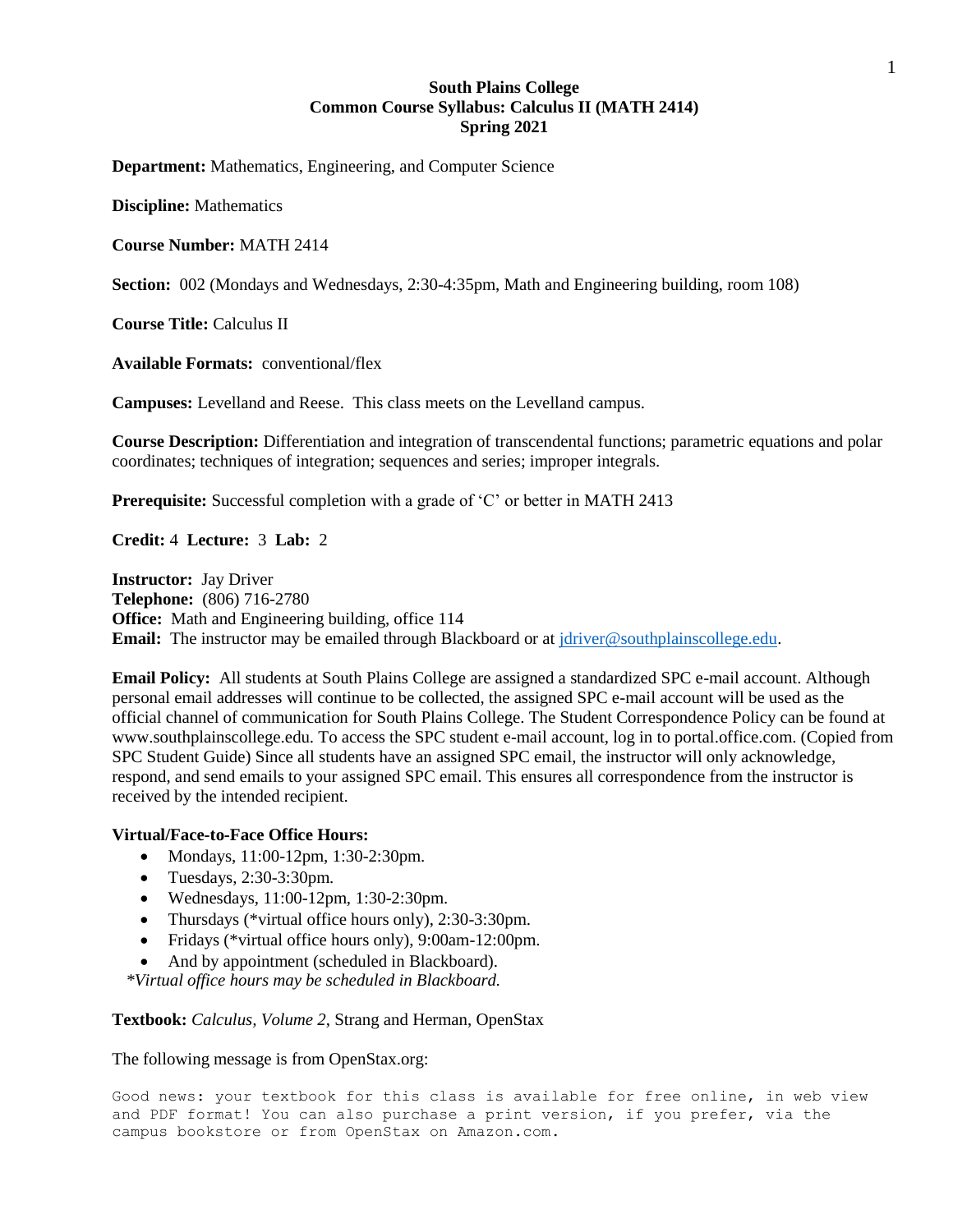# South Plains College
## Common Course Syllabus: Calculus II (MATH 2414)
## Spring 2021

**Department:** Mathematics, Engineering, and Computer Science

**Discipline:** Mathematics

**Course Number:** MATH 2414

**Section:** 002 (Mondays and Wednesdays, 2:30-4:35pm, Math and Engineering building, room 108)

**Course Title:** Calculus II

**Available Formats:** conventional/flex

**Campuses:** Levelland and Reese. This class meets on the Levelland campus.

**Course Description:** Differentiation and integration of transcendental functions; parametric equations and polar coordinates; techniques of integration; sequences and series; improper integrals.

**Prerequisite:** Successful completion with a grade of 'C' or better in MATH 2413

**Credit:** 4 **Lecture:** 3 **Lab:** 2

**Instructor:** Jay Driver
**Telephone:** (806) 716-2780
**Office:** Math and Engineering building, office 114
**Email:** The instructor may be emailed through Blackboard or at jdriver@southplainscollege.edu.

**Email Policy:** All students at South Plains College are assigned a standardized SPC e-mail account. Although personal email addresses will continue to be collected, the assigned SPC e-mail account will be used as the official channel of communication for South Plains College. The Student Correspondence Policy can be found at www.southplainscollege.edu. To access the SPC student e-mail account, log in to portal.office.com. (Copied from SPC Student Guide) Since all students have an assigned SPC email, the instructor will only acknowledge, respond, and send emails to your assigned SPC email. This ensures all correspondence from the instructor is received by the intended recipient.

**Virtual/Face-to-Face Office Hours:**

- Mondays, 11:00-12pm, 1:30-2:30pm.
- Tuesdays, 2:30-3:30pm.
- Wednesdays, 11:00-12pm, 1:30-2:30pm.
- Thursdays (*virtual office hours only), 2:30-3:30pm.
- Fridays (*virtual office hours only), 9:00am-12:00pm.
- And by appointment (scheduled in Blackboard).

*\*Virtual office hours may be scheduled in Blackboard.*

**Textbook:** *Calculus, Volume 2*, Strang and Herman, OpenStax

The following message is from OpenStax.org:

```
Good news: your textbook for this class is available for free online, in web view
and PDF format! You can also purchase a print version, if you prefer, via the
campus bookstore or from OpenStax on Amazon.com.
```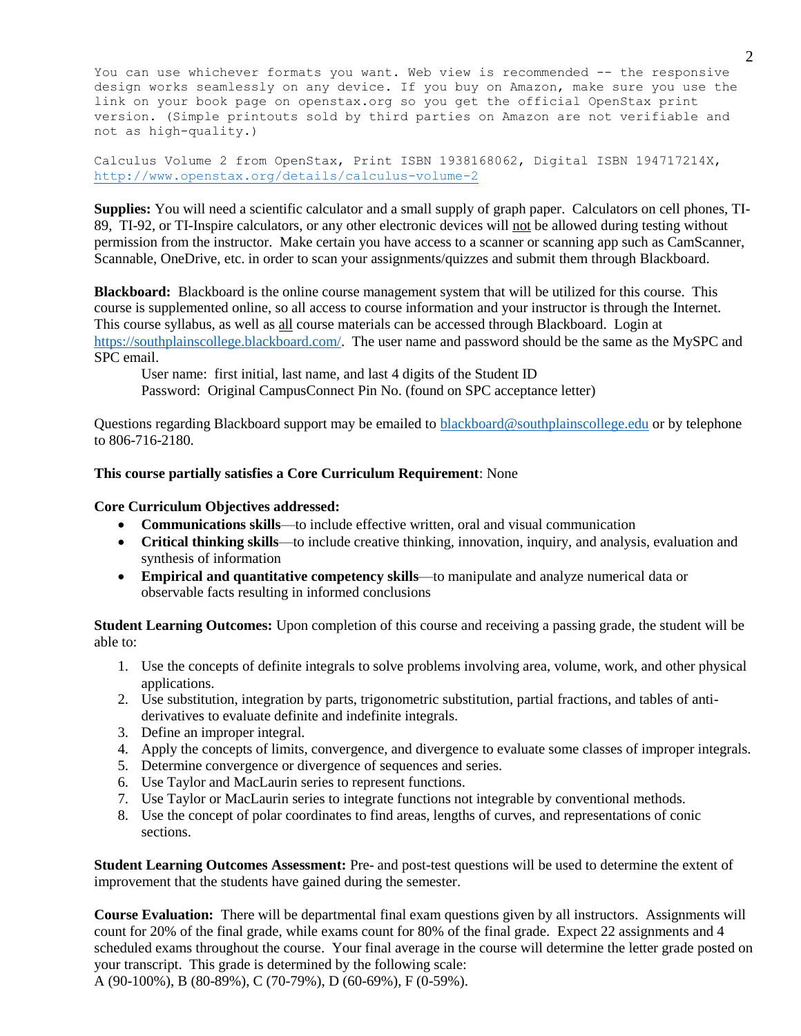You can use whichever formats you want. Web view is recommended -- the responsive design works seamlessly on any device. If you buy on Amazon, make sure you use the link on your book page on openstax.org so you get the official OpenStax print version. (Simple printouts sold by third parties on Amazon are not verifiable and not as high-quality.)

Calculus Volume 2 from OpenStax, Print ISBN 1938168062, Digital ISBN 194717214X, http://www.openstax.org/details/calculus-volume-2

**Supplies:** You will need a scientific calculator and a small supply of graph paper. Calculators on cell phones, TI-89, TI-92, or TI-Inspire calculators, or any other electronic devices will not be allowed during testing without permission from the instructor. Make certain you have access to a scanner or scanning app such as CamScanner, Scannable, OneDrive, etc. in order to scan your assignments/quizzes and submit them through Blackboard.

**Blackboard:** Blackboard is the online course management system that will be utilized for this course. This course is supplemented online, so all access to course information and your instructor is through the Internet. This course syllabus, as well as all course materials can be accessed through Blackboard. Login at https://southplainscollege.blackboard.com/. The user name and password should be the same as the MySPC and SPC email.

User name: first initial, last name, and last 4 digits of the Student ID
Password: Original CampusConnect Pin No. (found on SPC acceptance letter)

Questions regarding Blackboard support may be emailed to blackboard@southplainscollege.edu or by telephone to 806-716-2180.

**This course partially satisfies a Core Curriculum Requirement**: None

**Core Curriculum Objectives addressed:**

- **Communications skills**—to include effective written, oral and visual communication
- **Critical thinking skills**—to include creative thinking, innovation, inquiry, and analysis, evaluation and synthesis of information
- **Empirical and quantitative competency skills**—to manipulate and analyze numerical data or observable facts resulting in informed conclusions

**Student Learning Outcomes:** Upon completion of this course and receiving a passing grade, the student will be able to:

1. Use the concepts of definite integrals to solve problems involving area, volume, work, and other physical applications.
2. Use substitution, integration by parts, trigonometric substitution, partial fractions, and tables of anti-derivatives to evaluate definite and indefinite integrals.
3. Define an improper integral.
4. Apply the concepts of limits, convergence, and divergence to evaluate some classes of improper integrals.
5. Determine convergence or divergence of sequences and series.
6. Use Taylor and MacLaurin series to represent functions.
7. Use Taylor or MacLaurin series to integrate functions not integrable by conventional methods.
8. Use the concept of polar coordinates to find areas, lengths of curves, and representations of conic sections.

**Student Learning Outcomes Assessment:** Pre- and post-test questions will be used to determine the extent of improvement that the students have gained during the semester.

**Course Evaluation:** There will be departmental final exam questions given by all instructors. Assignments will count for 20% of the final grade, while exams count for 80% of the final grade. Expect 22 assignments and 4 scheduled exams throughout the course. Your final average in the course will determine the letter grade posted on your transcript. This grade is determined by the following scale:
A (90-100%), B (80-89%), C (70-79%), D (60-69%), F (0-59%).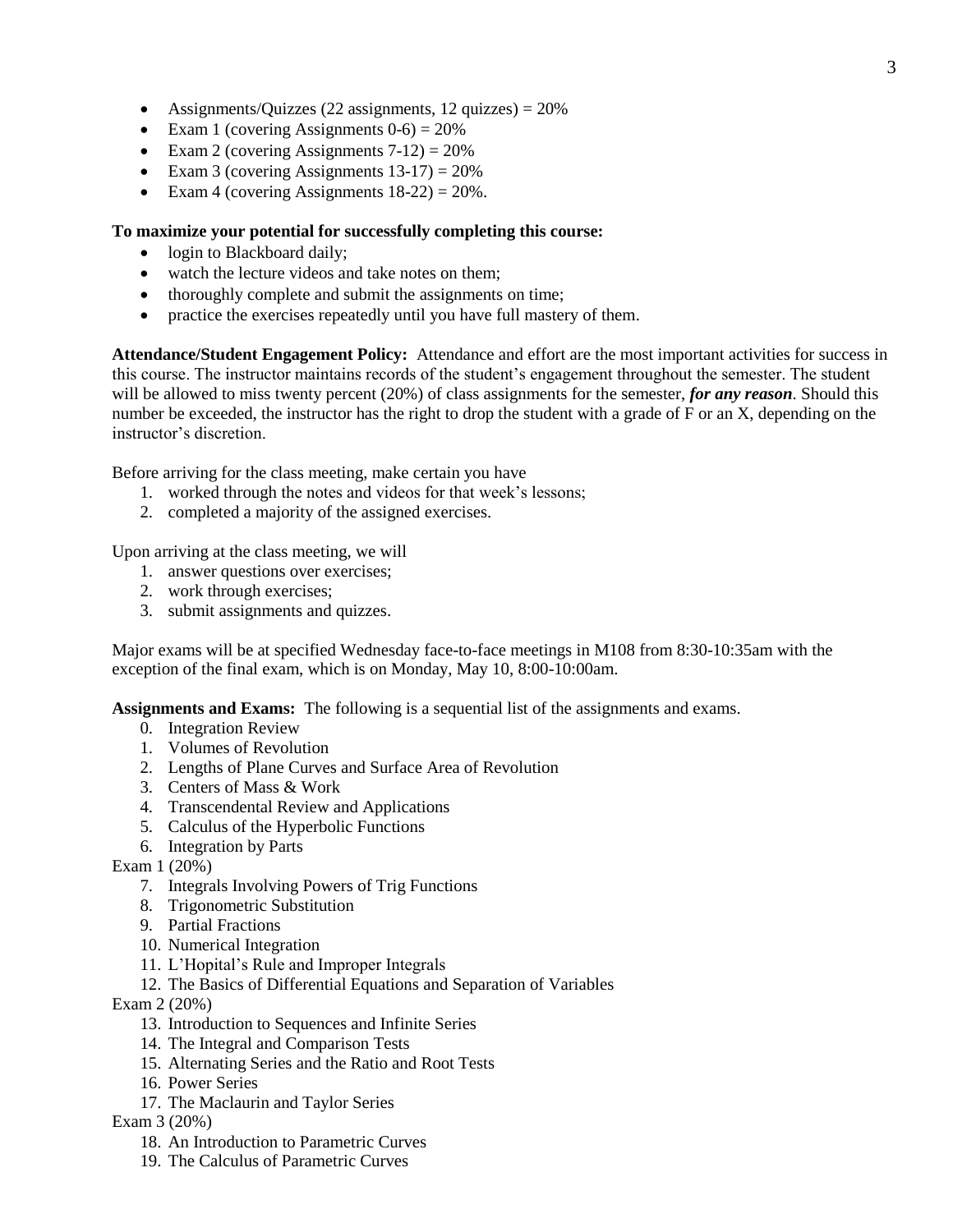- Assignments/Quizzes (22 assignments, 12 quizzes) = 20%
- Exam 1 (covering Assignments 0-6) = 20%
- Exam 2 (covering Assignments 7-12) = 20%
- Exam 3 (covering Assignments 13-17) = 20%
- Exam 4 (covering Assignments 18-22) = 20%.

**To maximize your potential for successfully completing this course:**

- login to Blackboard daily;
- watch the lecture videos and take notes on them;
- thoroughly complete and submit the assignments on time;
- practice the exercises repeatedly until you have full mastery of them.

**Attendance/Student Engagement Policy:** Attendance and effort are the most important activities for success in this course. The instructor maintains records of the student's engagement throughout the semester. The student will be allowed to miss twenty percent (20%) of class assignments for the semester, ***for any reason***. Should this number be exceeded, the instructor has the right to drop the student with a grade of F or an X, depending on the instructor's discretion.

Before arriving for the class meeting, make certain you have

1. worked through the notes and videos for that week's lessons;
2. completed a majority of the assigned exercises.

Upon arriving at the class meeting, we will

1. answer questions over exercises;
2. work through exercises;
3. submit assignments and quizzes.

Major exams will be at specified Wednesday face-to-face meetings in M108 from 8:30-10:35am with the exception of the final exam, which is on Monday, May 10, 8:00-10:00am.

**Assignments and Exams:** The following is a sequential list of the assignments and exams.

0. Integration Review
1. Volumes of Revolution
2. Lengths of Plane Curves and Surface Area of Revolution
3. Centers of Mass & Work
4. Transcendental Review and Applications
5. Calculus of the Hyperbolic Functions
6. Integration by Parts

Exam 1 (20%)

7. Integrals Involving Powers of Trig Functions
8. Trigonometric Substitution
9. Partial Fractions
10. Numerical Integration
11. L'Hopital's Rule and Improper Integrals
12. The Basics of Differential Equations and Separation of Variables

Exam 2 (20%)

13. Introduction to Sequences and Infinite Series
14. The Integral and Comparison Tests
15. Alternating Series and the Ratio and Root Tests
16. Power Series
17. The Maclaurin and Taylor Series

Exam 3 (20%)

18. An Introduction to Parametric Curves
19. The Calculus of Parametric Curves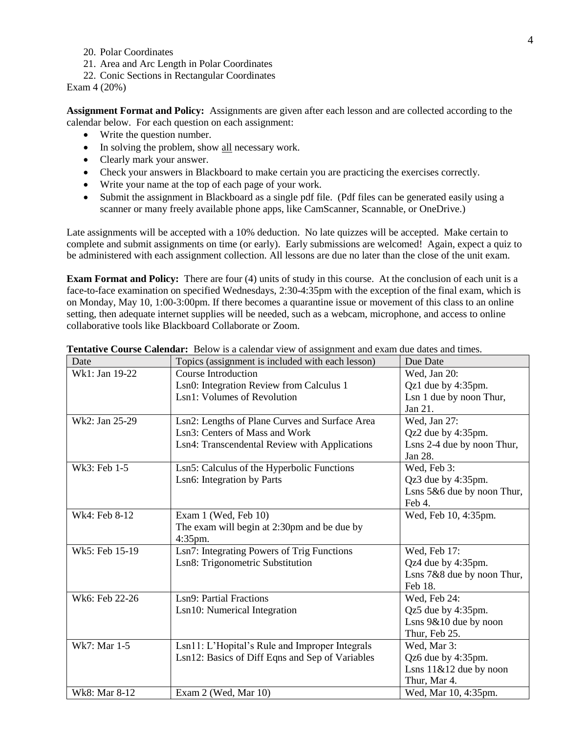20. Polar Coordinates
21. Area and Arc Length in Polar Coordinates
22. Conic Sections in Rectangular Coordinates

Exam 4 (20%)

**Assignment Format and Policy:** Assignments are given after each lesson and are collected according to the calendar below. For each question on each assignment:

- Write the question number.
- In solving the problem, show <u>all</u> necessary work.
- Clearly mark your answer.
- Check your answers in Blackboard to make certain you are practicing the exercises correctly.
- Write your name at the top of each page of your work.
- Submit the assignment in Blackboard as a single pdf file. (Pdf files can be generated easily using a scanner or many freely available phone apps, like CamScanner, Scannable, or OneDrive.)

Late assignments will be accepted with a 10% deduction. No late quizzes will be accepted. Make certain to complete and submit assignments on time (or early). Early submissions are welcomed! Again, expect a quiz to be administered with each assignment collection. All lessons are due no later than the close of the unit exam.

**Exam Format and Policy:** There are four (4) units of study in this course. At the conclusion of each unit is a face-to-face examination on specified Wednesdays, 2:30-4:35pm with the exception of the final exam, which is on Monday, May 10, 1:00-3:00pm. If there becomes a quarantine issue or movement of this class to an online setting, then adequate internet supplies will be needed, such as a webcam, microphone, and access to online collaborative tools like Blackboard Collaborate or Zoom.

**Tentative Course Calendar:** Below is a calendar view of assignment and exam due dates and times.

| Date | Topics (assignment is included with each lesson) | Due Date |
|---|---|---|
| Wk1: Jan 19-22 | Course Introduction<br>Lsn0: Integration Review from Calculus 1<br>Lsn1: Volumes of Revolution | Wed, Jan 20:<br>Qz1 due by 4:35pm.<br>Lsn 1 due by noon Thur, Jan 21. |
| Wk2: Jan 25-29 | Lsn2: Lengths of Plane Curves and Surface Area<br>Lsn3: Centers of Mass and Work<br>Lsn4: Transcendental Review with Applications | Wed, Jan 27:<br>Qz2 due by 4:35pm.<br>Lsns 2-4 due by noon Thur, Jan 28. |
| Wk3: Feb 1-5 | Lsn5: Calculus of the Hyperbolic Functions<br>Lsn6: Integration by Parts | Wed, Feb 3:<br>Qz3 due by 4:35pm.<br>Lsns 5&6 due by noon Thur, Feb 4. |
| Wk4: Feb 8-12 | Exam 1 (Wed, Feb 10)<br>The exam will begin at 2:30pm and be due by 4:35pm. | Wed, Feb 10, 4:35pm. |
| Wk5: Feb 15-19 | Lsn7: Integrating Powers of Trig Functions<br>Lsn8: Trigonometric Substitution | Wed, Feb 17:<br>Qz4 due by 4:35pm.<br>Lsns 7&8 due by noon Thur, Feb 18. |
| Wk6: Feb 22-26 | Lsn9: Partial Fractions<br>Lsn10: Numerical Integration | Wed, Feb 24:<br>Qz5 due by 4:35pm.<br>Lsns 9&10 due by noon Thur, Feb 25. |
| Wk7: Mar 1-5 | Lsn11: L'Hopital's Rule and Improper Integrals<br>Lsn12: Basics of Diff Eqns and Sep of Variables | Wed, Mar 3:<br>Qz6 due by 4:35pm.<br>Lsns 11&12 due by noon Thur, Mar 4. |
| Wk8: Mar 8-12 | Exam 2 (Wed, Mar 10) | Wed, Mar 10, 4:35pm. |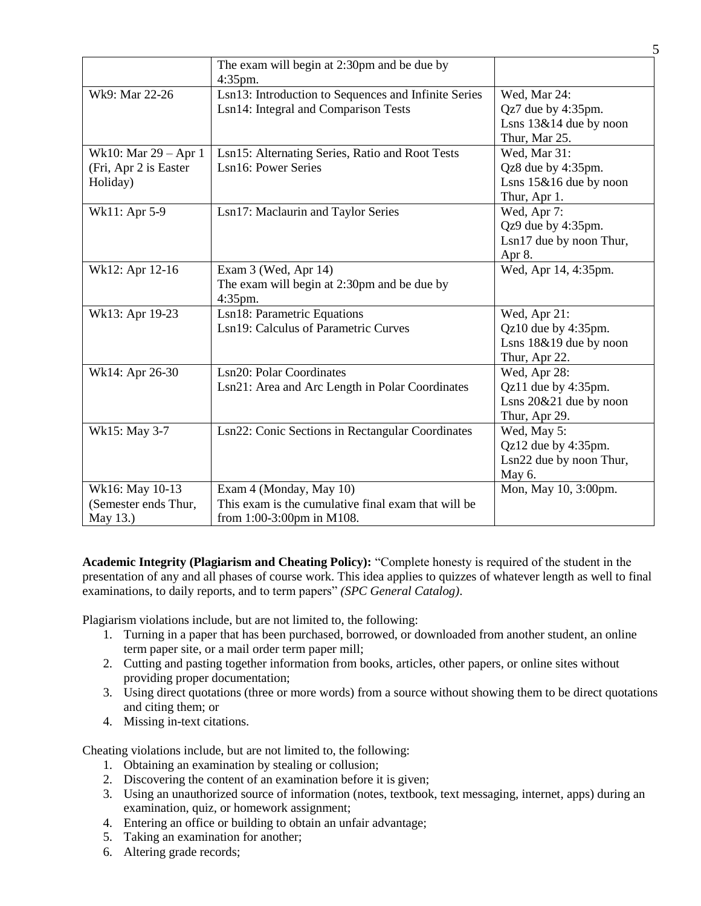| | | |
|---|---|---|
| | The exam will begin at 2:30pm and be due by 4:35pm. | |
| Wk9: Mar 22-26 | Lsn13: Introduction to Sequences and Infinite Series<br>Lsn14: Integral and Comparison Tests | Wed, Mar 24:<br>Qz7 due by 4:35pm.<br>Lsns 13&14 due by noon Thur, Mar 25. |
| Wk10: Mar 29 – Apr 1 (Fri, Apr 2 is Easter Holiday) | Lsn15: Alternating Series, Ratio and Root Tests<br>Lsn16: Power Series | Wed, Mar 31:<br>Qz8 due by 4:35pm.<br>Lsns 15&16 due by noon Thur, Apr 1. |
| Wk11: Apr 5-9 | Lsn17: Maclaurin and Taylor Series | Wed, Apr 7:<br>Qz9 due by 4:35pm.<br>Lsn17 due by noon Thur, Apr 8. |
| Wk12: Apr 12-16 | Exam 3 (Wed, Apr 14)<br>The exam will begin at 2:30pm and be due by 4:35pm. | Wed, Apr 14, 4:35pm. |
| Wk13: Apr 19-23 | Lsn18: Parametric Equations<br>Lsn19: Calculus of Parametric Curves | Wed, Apr 21:<br>Qz10 due by 4:35pm.<br>Lsns 18&19 due by noon Thur, Apr 22. |
| Wk14: Apr 26-30 | Lsn20: Polar Coordinates<br>Lsn21: Area and Arc Length in Polar Coordinates | Wed, Apr 28:<br>Qz11 due by 4:35pm.<br>Lsns 20&21 due by noon Thur, Apr 29. |
| Wk15: May 3-7 | Lsn22: Conic Sections in Rectangular Coordinates | Wed, May 5:<br>Qz12 due by 4:35pm.<br>Lsn22 due by noon Thur, May 6. |
| Wk16: May 10-13 (Semester ends Thur, May 13.) | Exam 4 (Monday, May 10)<br>This exam is the cumulative final exam that will be from 1:00-3:00pm in M108. | Mon, May 10, 3:00pm. |

**Academic Integrity (Plagiarism and Cheating Policy):** "Complete honesty is required of the student in the presentation of any and all phases of course work. This idea applies to quizzes of whatever length as well to final examinations, to daily reports, and to term papers" *(SPC General Catalog)*.

Plagiarism violations include, but are not limited to, the following:

1. Turning in a paper that has been purchased, borrowed, or downloaded from another student, an online term paper site, or a mail order term paper mill;
2. Cutting and pasting together information from books, articles, other papers, or online sites without providing proper documentation;
3. Using direct quotations (three or more words) from a source without showing them to be direct quotations and citing them; or
4. Missing in-text citations.

Cheating violations include, but are not limited to, the following:

1. Obtaining an examination by stealing or collusion;
2. Discovering the content of an examination before it is given;
3. Using an unauthorized source of information (notes, textbook, text messaging, internet, apps) during an examination, quiz, or homework assignment;
4. Entering an office or building to obtain an unfair advantage;
5. Taking an examination for another;
6. Altering grade records;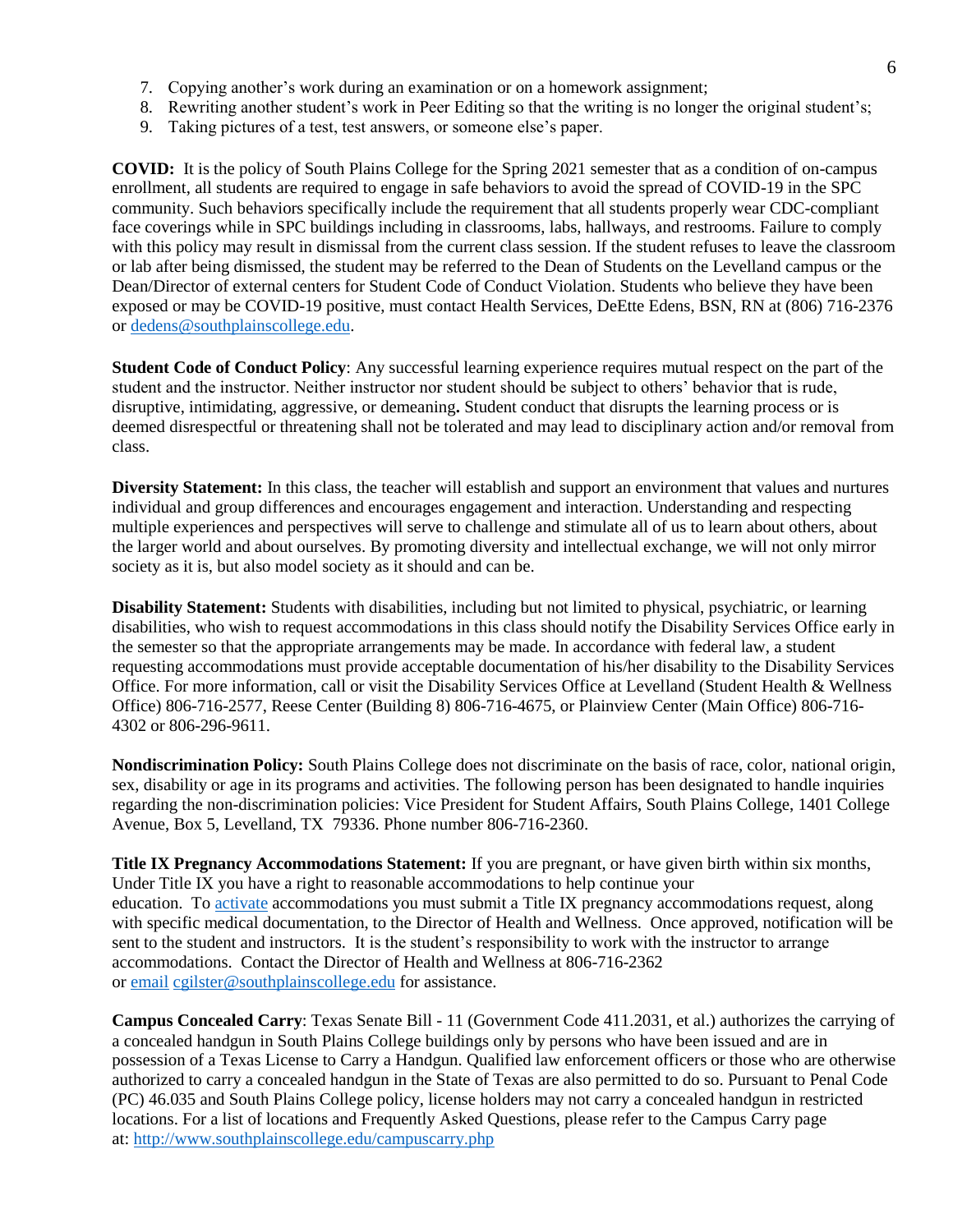7. Copying another's work during an examination or on a homework assignment;
8. Rewriting another student's work in Peer Editing so that the writing is no longer the original student's;
9. Taking pictures of a test, test answers, or someone else's paper.

**COVID:** It is the policy of South Plains College for the Spring 2021 semester that as a condition of on-campus enrollment, all students are required to engage in safe behaviors to avoid the spread of COVID-19 in the SPC community. Such behaviors specifically include the requirement that all students properly wear CDC-compliant face coverings while in SPC buildings including in classrooms, labs, hallways, and restrooms. Failure to comply with this policy may result in dismissal from the current class session. If the student refuses to leave the classroom or lab after being dismissed, the student may be referred to the Dean of Students on the Levelland campus or the Dean/Director of external centers for Student Code of Conduct Violation. Students who believe they have been exposed or may be COVID-19 positive, must contact Health Services, DeEtte Edens, BSN, RN at (806) 716-2376 or dedens@southplainscollege.edu.

**Student Code of Conduct Policy**: Any successful learning experience requires mutual respect on the part of the student and the instructor. Neither instructor nor student should be subject to others' behavior that is rude, disruptive, intimidating, aggressive, or demeaning**.** Student conduct that disrupts the learning process or is deemed disrespectful or threatening shall not be tolerated and may lead to disciplinary action and/or removal from class.

**Diversity Statement:** In this class, the teacher will establish and support an environment that values and nurtures individual and group differences and encourages engagement and interaction. Understanding and respecting multiple experiences and perspectives will serve to challenge and stimulate all of us to learn about others, about the larger world and about ourselves. By promoting diversity and intellectual exchange, we will not only mirror society as it is, but also model society as it should and can be.

**Disability Statement:** Students with disabilities, including but not limited to physical, psychiatric, or learning disabilities, who wish to request accommodations in this class should notify the Disability Services Office early in the semester so that the appropriate arrangements may be made. In accordance with federal law, a student requesting accommodations must provide acceptable documentation of his/her disability to the Disability Services Office. For more information, call or visit the Disability Services Office at Levelland (Student Health & Wellness Office) 806-716-2577, Reese Center (Building 8) 806-716-4675, or Plainview Center (Main Office) 806-716-4302 or 806-296-9611.

**Nondiscrimination Policy:** South Plains College does not discriminate on the basis of race, color, national origin, sex, disability or age in its programs and activities. The following person has been designated to handle inquiries regarding the non-discrimination policies: Vice President for Student Affairs, South Plains College, 1401 College Avenue, Box 5, Levelland, TX 79336. Phone number 806-716-2360.

**Title IX Pregnancy Accommodations Statement:** If you are pregnant, or have given birth within six months, Under Title IX you have a right to reasonable accommodations to help continue your education. To activate accommodations you must submit a Title IX pregnancy accommodations request, along with specific medical documentation, to the Director of Health and Wellness. Once approved, notification will be sent to the student and instructors. It is the student's responsibility to work with the instructor to arrange accommodations. Contact the Director of Health and Wellness at 806-716-2362 or email cgilster@southplainscollege.edu for assistance.

**Campus Concealed Carry**: Texas Senate Bill - 11 (Government Code 411.2031, et al.) authorizes the carrying of a concealed handgun in South Plains College buildings only by persons who have been issued and are in possession of a Texas License to Carry a Handgun. Qualified law enforcement officers or those who are otherwise authorized to carry a concealed handgun in the State of Texas are also permitted to do so. Pursuant to Penal Code (PC) 46.035 and South Plains College policy, license holders may not carry a concealed handgun in restricted locations. For a list of locations and Frequently Asked Questions, please refer to the Campus Carry page at: http://www.southplainscollege.edu/campuscarry.php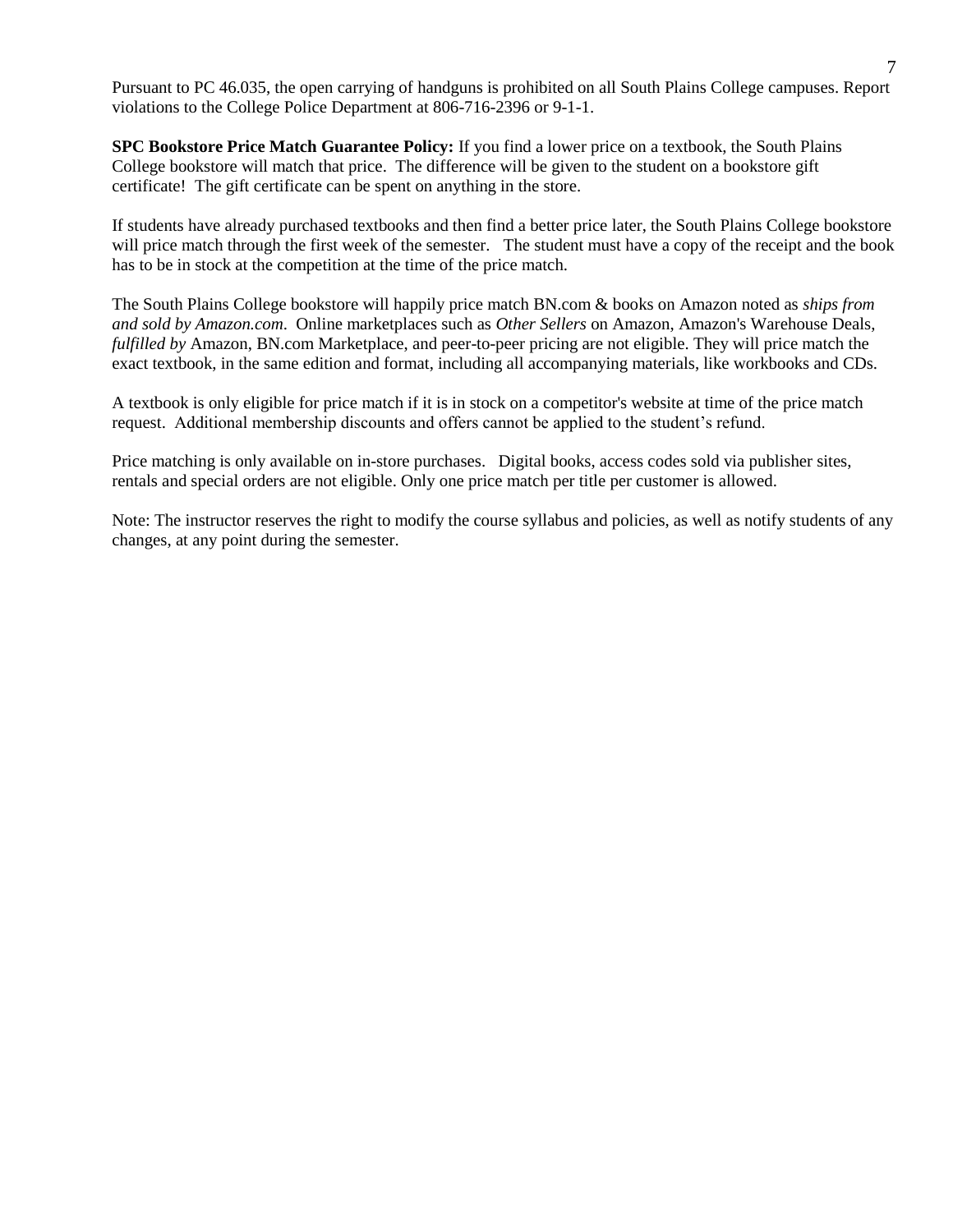Pursuant to PC 46.035, the open carrying of handguns is prohibited on all South Plains College campuses. Report violations to the College Police Department at 806-716-2396 or 9-1-1.

**SPC Bookstore Price Match Guarantee Policy:** If you find a lower price on a textbook, the South Plains College bookstore will match that price. The difference will be given to the student on a bookstore gift certificate! The gift certificate can be spent on anything in the store.

If students have already purchased textbooks and then find a better price later, the South Plains College bookstore will price match through the first week of the semester. The student must have a copy of the receipt and the book has to be in stock at the competition at the time of the price match.

The South Plains College bookstore will happily price match BN.com & books on Amazon noted as *ships from and sold by Amazon.com*. Online marketplaces such as *Other Sellers* on Amazon, Amazon's Warehouse Deals, *fulfilled by* Amazon, BN.com Marketplace, and peer-to-peer pricing are not eligible. They will price match the exact textbook, in the same edition and format, including all accompanying materials, like workbooks and CDs.

A textbook is only eligible for price match if it is in stock on a competitor's website at time of the price match request. Additional membership discounts and offers cannot be applied to the student's refund.

Price matching is only available on in-store purchases. Digital books, access codes sold via publisher sites, rentals and special orders are not eligible. Only one price match per title per customer is allowed.

Note: The instructor reserves the right to modify the course syllabus and policies, as well as notify students of any changes, at any point during the semester.